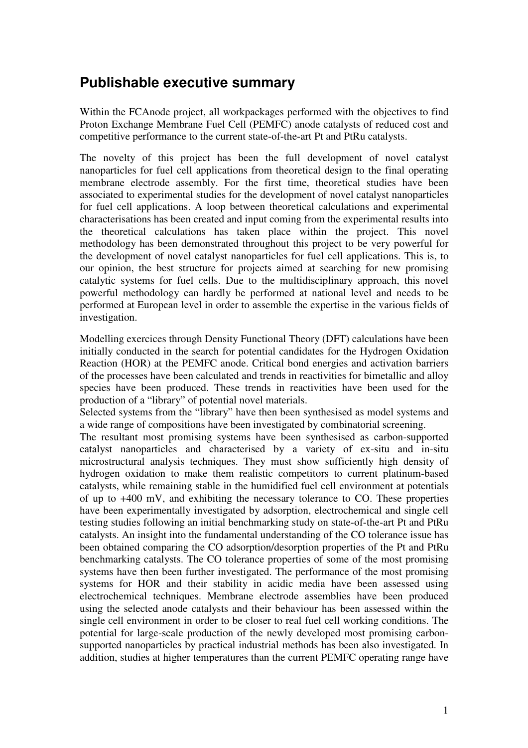## Publishable executive summary

Within the FCAnode project, all workpackages performed with the objectives to find Proton Exchange Membrane Fuel Cell (PEMFC) anode catalysts of reduced cost and competitive performance to the current state-of-the-art Pt and PtRu catalysts.

The novelty of this project has been the full development of novel catalyst nanoparticles for fuel cell applications from theoretical design to the final operating membrane electrode assembly. For the first time, theoretical studies have been associated to experimental studies for the development of novel catalyst nanoparticles for fuel cell applications. A loop between theoretical calculations and experimental characterisations has been created and input coming from the experimental results into the theoretical calculations has taken place within the project. This novel methodology has been demonstrated throughout this project to be very powerful for the development of novel catalyst nanoparticles for fuel cell applications. This is, to our opinion, the best structure for projects aimed at searching for new promising catalytic systems for fuel cells. Due to the multidisciplinary approach, this novel powerful methodology can hardly be performed at national level and needs to be performed at European level in order to assemble the expertise in the various fields of investigation.

Modelling exercices through Density Functional Theory (DFT) calculations have been initially conducted in the search for potential candidates for the Hydrogen Oxidation Reaction (HOR) at the PEMFC anode. Critical bond energies and activation barriers of the processes have been calculated and trends in reactivities for bimetallic and alloy species have been produced. These trends in reactivities have been used for the production of a "library" of potential novel materials.

Selected systems from the "library" have then been synthesised as model systems and a wide range of compositions have been investigated by combinatorial screening.

The resultant most promising systems have been synthesised as carbon-supported catalyst nanoparticles and characterised by a variety of ex-situ and in-situ microstructural analysis techniques. They must show sufficiently high density of hydrogen oxidation to make them realistic competitors to current platinum-based catalysts, while remaining stable in the humidified fuel cell environment at potentials of up to +400 mV, and exhibiting the necessary tolerance to CO. These properties have been experimentally investigated by adsorption, electrochemical and single cell testing studies following an initial benchmarking study on state-of-the-art Pt and PtRu catalysts. An insight into the fundamental understanding of the CO tolerance issue has been obtained comparing the CO adsorption/desorption properties of the Pt and PtRu benchmarking catalysts. The CO tolerance properties of some of the most promising systems have then been further investigated. The performance of the most promising systems for HOR and their stability in acidic media have been assessed using electrochemical techniques. Membrane electrode assemblies have been produced using the selected anode catalysts and their behaviour has been assessed within the single cell environment in order to be closer to real fuel cell working conditions. The potential for large-scale production of the newly developed most promising carbon-supported nanoparticles by practical industrial methods has been also investigated. In addition, studies at higher temperatures than the current PEMFC operating range have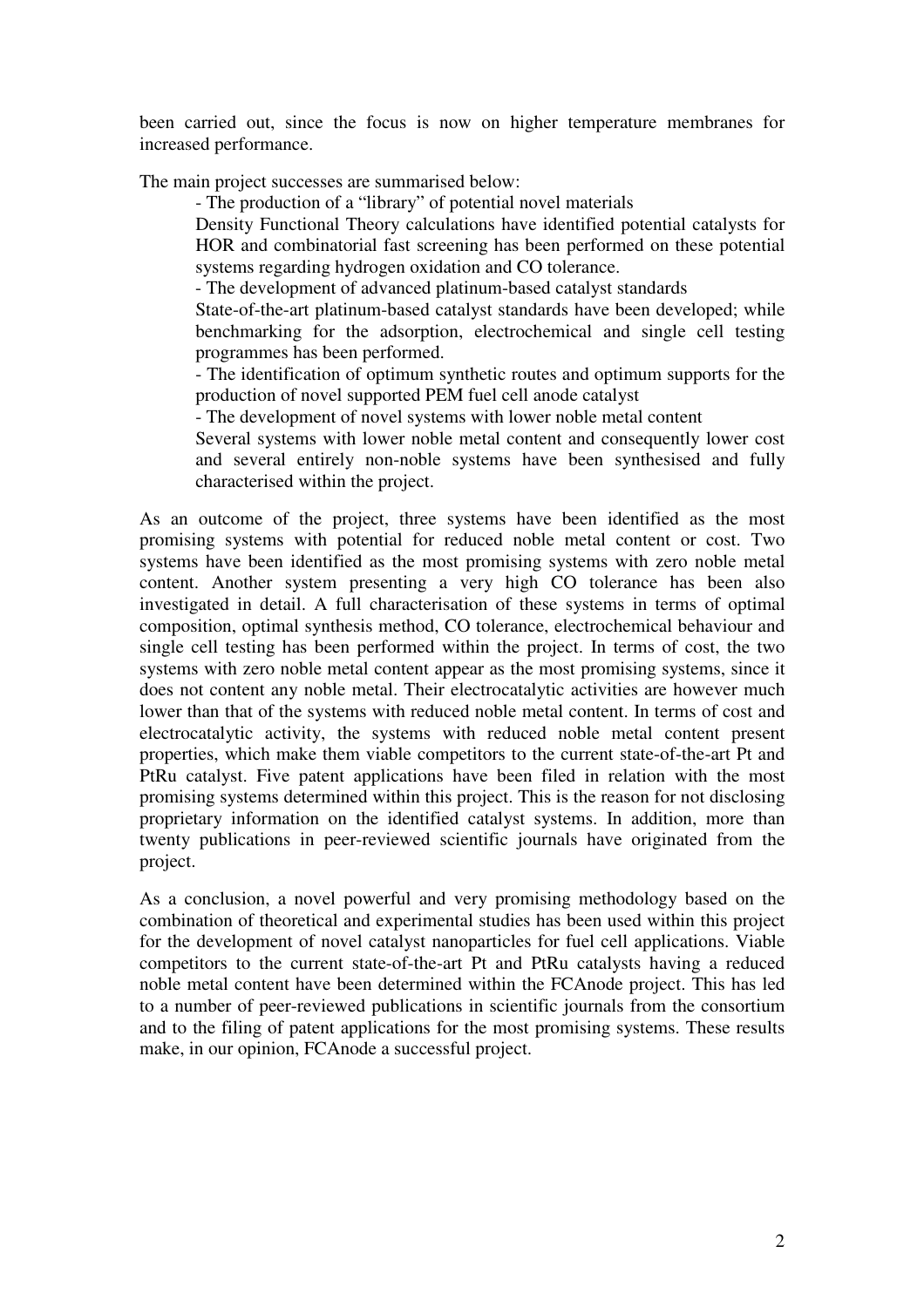been carried out, since the focus is now on higher temperature membranes for increased performance.

The main project successes are summarised below:

- The production of a "library" of potential novel materials

  Density Functional Theory calculations have identified potential catalysts for HOR and combinatorial fast screening has been performed on these potential systems regarding hydrogen oxidation and CO tolerance.

- The development of advanced platinum-based catalyst standards

  State-of-the-art platinum-based catalyst standards have been developed; while benchmarking for the adsorption, electrochemical and single cell testing programmes has been performed.

- The identification of optimum synthetic routes and optimum supports for the production of novel supported PEM fuel cell anode catalyst

- The development of novel systems with lower noble metal content

  Several systems with lower noble metal content and consequently lower cost and several entirely non-noble systems have been synthesised and fully characterised within the project.

As an outcome of the project, three systems have been identified as the most promising systems with potential for reduced noble metal content or cost. Two systems have been identified as the most promising systems with zero noble metal content. Another system presenting a very high CO tolerance has been also investigated in detail. A full characterisation of these systems in terms of optimal composition, optimal synthesis method, CO tolerance, electrochemical behaviour and single cell testing has been performed within the project. In terms of cost, the two systems with zero noble metal content appear as the most promising systems, since it does not content any noble metal. Their electrocatalytic activities are however much lower than that of the systems with reduced noble metal content. In terms of cost and electrocatalytic activity, the systems with reduced noble metal content present properties, which make them viable competitors to the current state-of-the-art Pt and PtRu catalyst. Five patent applications have been filed in relation with the most promising systems determined within this project. This is the reason for not disclosing proprietary information on the identified catalyst systems. In addition, more than twenty publications in peer-reviewed scientific journals have originated from the project.

As a conclusion, a novel powerful and very promising methodology based on the combination of theoretical and experimental studies has been used within this project for the development of novel catalyst nanoparticles for fuel cell applications. Viable competitors to the current state-of-the-art Pt and PtRu catalysts having a reduced noble metal content have been determined within the FCAnode project. This has led to a number of peer-reviewed publications in scientific journals from the consortium and to the filing of patent applications for the most promising systems. These results make, in our opinion, FCAnode a successful project.